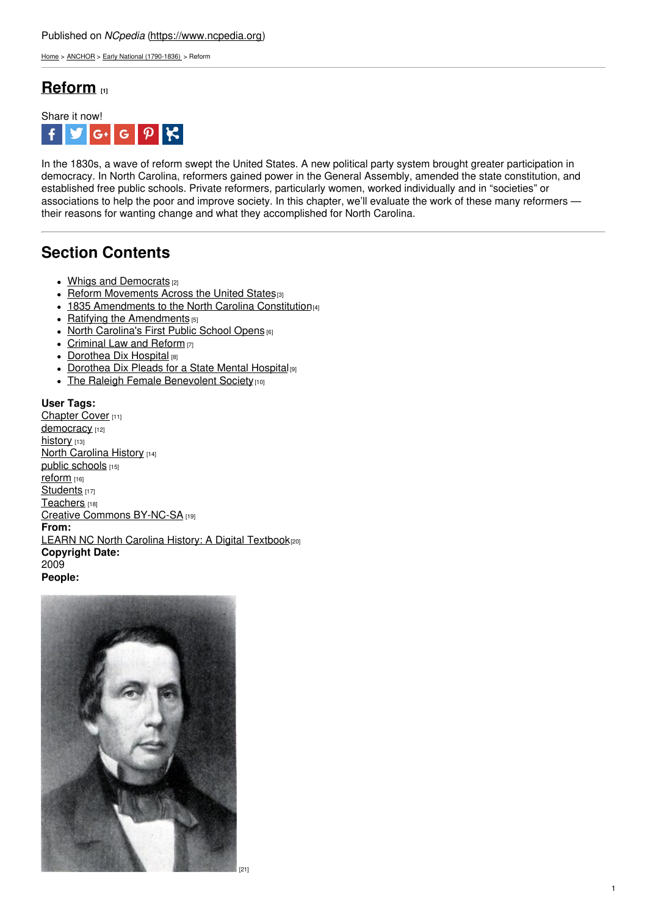Published on *NCpedia* (https://www.ncpedia.org)

Home > ANCHOR > Early National (1790-1836) > Reform

# Reform [1]

Share it now!

In the 1830s, a wave of reform swept the United States. A new political party system brought greater participation in democracy. In North Carolina, reformers gained power in the General Assembly, amended the state constitution, and established free public schools. Private reformers, particularly women, worked individually and in "societies" or associations to help the poor and improve society. In this chapter, we'll evaluate the work of these many reformers — their reasons for wanting change and what they accomplished for North Carolina.

## Section Contents

- Whigs and Democrats [2]
- Reform Movements Across the United States [3]
- 1835 Amendments to the North Carolina Constitution [4]
- Ratifying the Amendments [5]
- North Carolina's First Public School Opens [6]
- Criminal Law and Reform [7]
- Dorothea Dix Hospital [8]
- Dorothea Dix Pleads for a State Mental Hospital [9]
- The Raleigh Female Benevolent Society [10]

**User Tags:**
Chapter Cover [11]
democracy [12]
history [13]
North Carolina History [14]
public schools [15]
reform [16]
Students [17]
Teachers [18]
Creative Commons BY-NC-SA [19]
**From:**
LEARN NC North Carolina History: A Digital Textbook [20]
**Copyright Date:**
2009
**People:**

[21]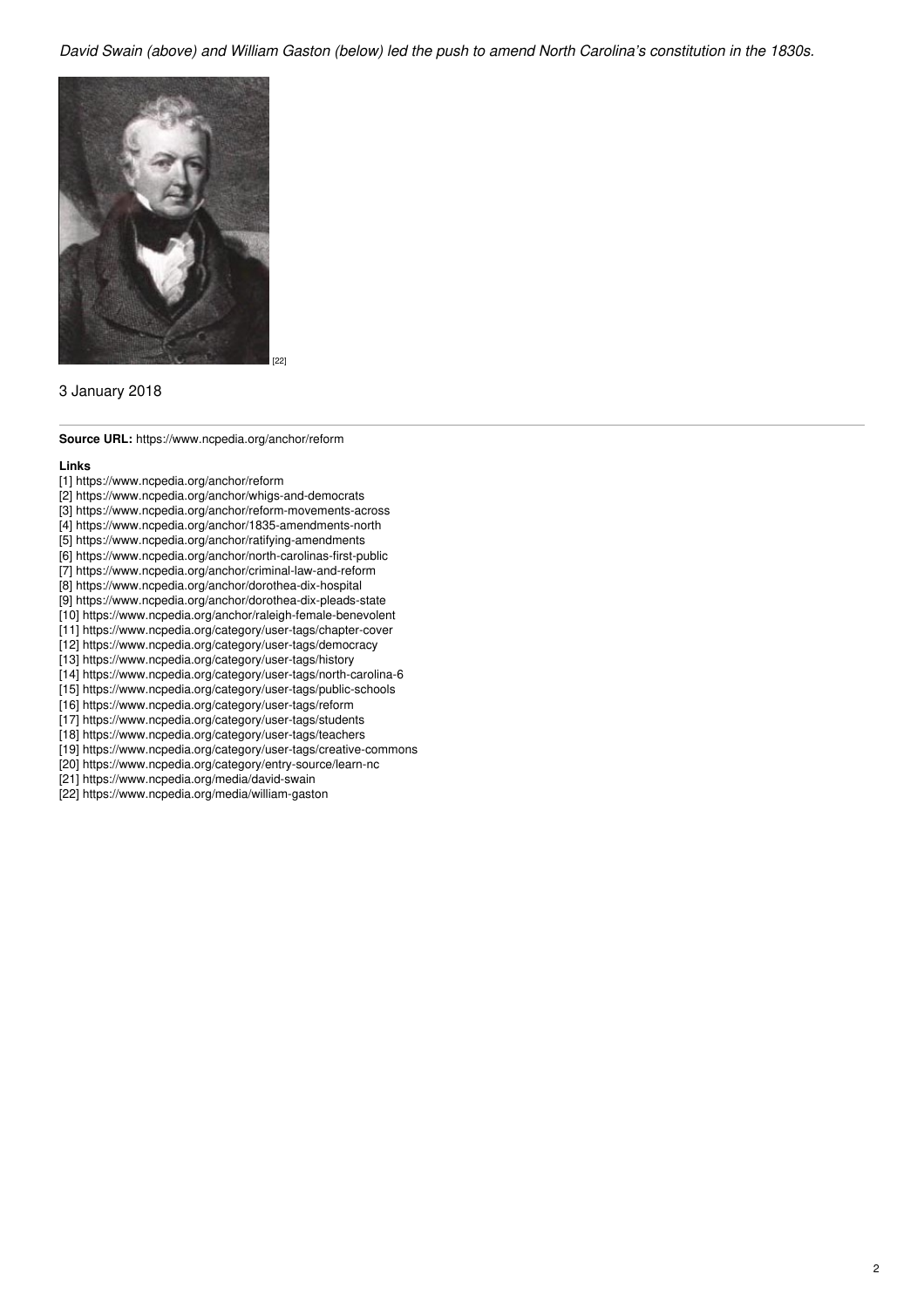*David Swain (above) and William Gaston (below) led the push to amend North Carolina's constitution in the 1830s.*

[22]

3 January 2018

---

**Source URL:** https://www.ncpedia.org/anchor/reform

**Links**

[1] https://www.ncpedia.org/anchor/reform
[2] https://www.ncpedia.org/anchor/whigs-and-democrats
[3] https://www.ncpedia.org/anchor/reform-movements-across
[4] https://www.ncpedia.org/anchor/1835-amendments-north
[5] https://www.ncpedia.org/anchor/ratifying-amendments
[6] https://www.ncpedia.org/anchor/north-carolinas-first-public
[7] https://www.ncpedia.org/anchor/criminal-law-and-reform
[8] https://www.ncpedia.org/anchor/dorothea-dix-hospital
[9] https://www.ncpedia.org/anchor/dorothea-dix-pleads-state
[10] https://www.ncpedia.org/anchor/raleigh-female-benevolent
[11] https://www.ncpedia.org/category/user-tags/chapter-cover
[12] https://www.ncpedia.org/category/user-tags/democracy
[13] https://www.ncpedia.org/category/user-tags/history
[14] https://www.ncpedia.org/category/user-tags/north-carolina-6
[15] https://www.ncpedia.org/category/user-tags/public-schools
[16] https://www.ncpedia.org/category/user-tags/reform
[17] https://www.ncpedia.org/category/user-tags/students
[18] https://www.ncpedia.org/category/user-tags/teachers
[19] https://www.ncpedia.org/category/user-tags/creative-commons
[20] https://www.ncpedia.org/category/entry-source/learn-nc
[21] https://www.ncpedia.org/media/david-swain
[22] https://www.ncpedia.org/media/william-gaston